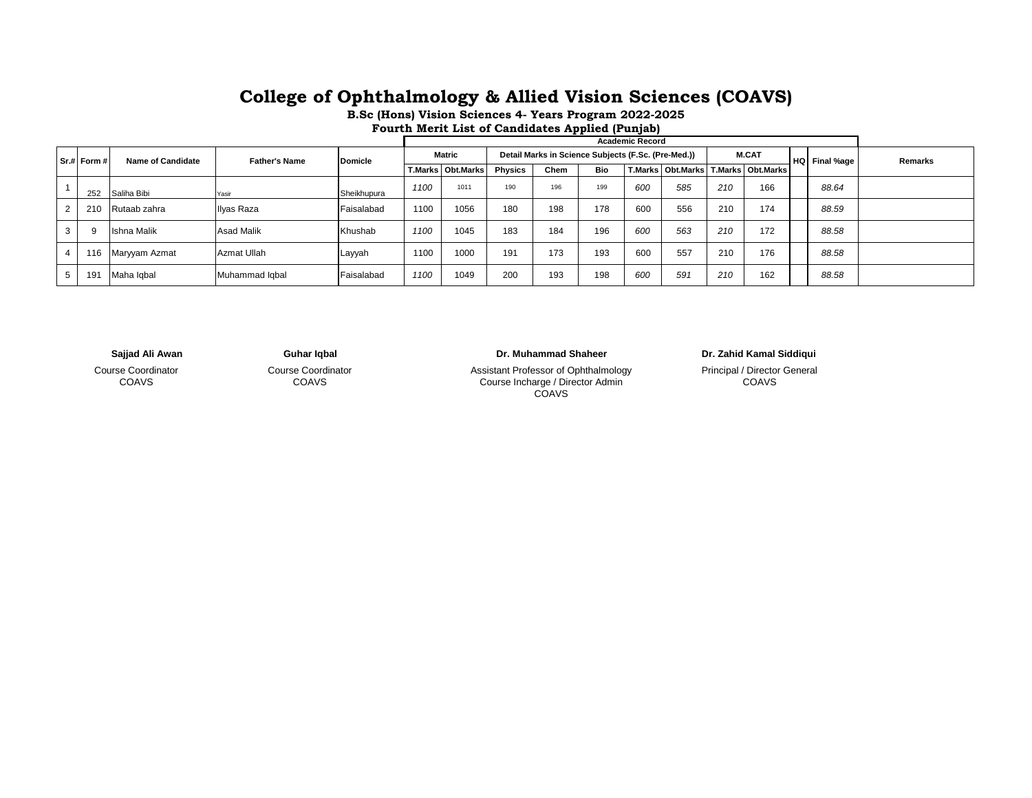# College of Ophthalmology & Allied Vision Sciences (COAVS)

### B.Sc (Hons) Vision Sciences 4- Years Program 2022-2025

### Fourth Merit List of Candidates Applied (Punjab)

| Sr.# | Form # | Name of Candidate | Father's Name | Domicle | Academic Record | | | | | | | | | HQ | Final %age | Remarks |
|---|---|---|---|---|---|---|---|---|---|---|---|---|---|---|---|---|
| | | | | | Matric | | Detail Marks in Science Subjects (F.Sc. (Pre-Med.)) | | | | | M.CAT | | | | |
| | | | | | T.Marks | Obt.Marks | Physics | Chem | Bio | T.Marks | Obt.Marks | T.Marks | Obt.Marks | | | |
| 1 | 252 | Saliha Bibi | Yasir | Sheikhupura | 1100 | 1011 | 190 | 196 | 199 | 600 | 585 | 210 | 166 | | 88.64 | |
| 2 | 210 | Rutaab zahra | Ilyas Raza | Faisalabad | 1100 | 1056 | 180 | 198 | 178 | 600 | 556 | 210 | 174 | | 88.59 | |
| 3 | 9 | Ishna Malik | Asad Malik | Khushab | 1100 | 1045 | 183 | 184 | 196 | 600 | 563 | 210 | 172 | | 88.58 | |
| 4 | 116 | Maryyam Azmat | Azmat Ullah | Layyah | 1100 | 1000 | 191 | 173 | 193 | 600 | 557 | 210 | 176 | | 88.58 | |
| 5 | 191 | Maha Iqbal | Muhammad Iqbal | Faisalabad | 1100 | 1049 | 200 | 193 | 198 | 600 | 591 | 210 | 162 | | 88.58 | |

**Sajjad Ali Awan**
Course Coordinator
COAVS

**Guhar Iqbal**
Course Coordinator
COAVS

**Dr. Muhammad Shaheer**
Assistant Professor of Ophthalmology
Course Incharge / Director Admin
COAVS

**Dr. Zahid Kamal Siddiqui**
Principal / Director General
COAVS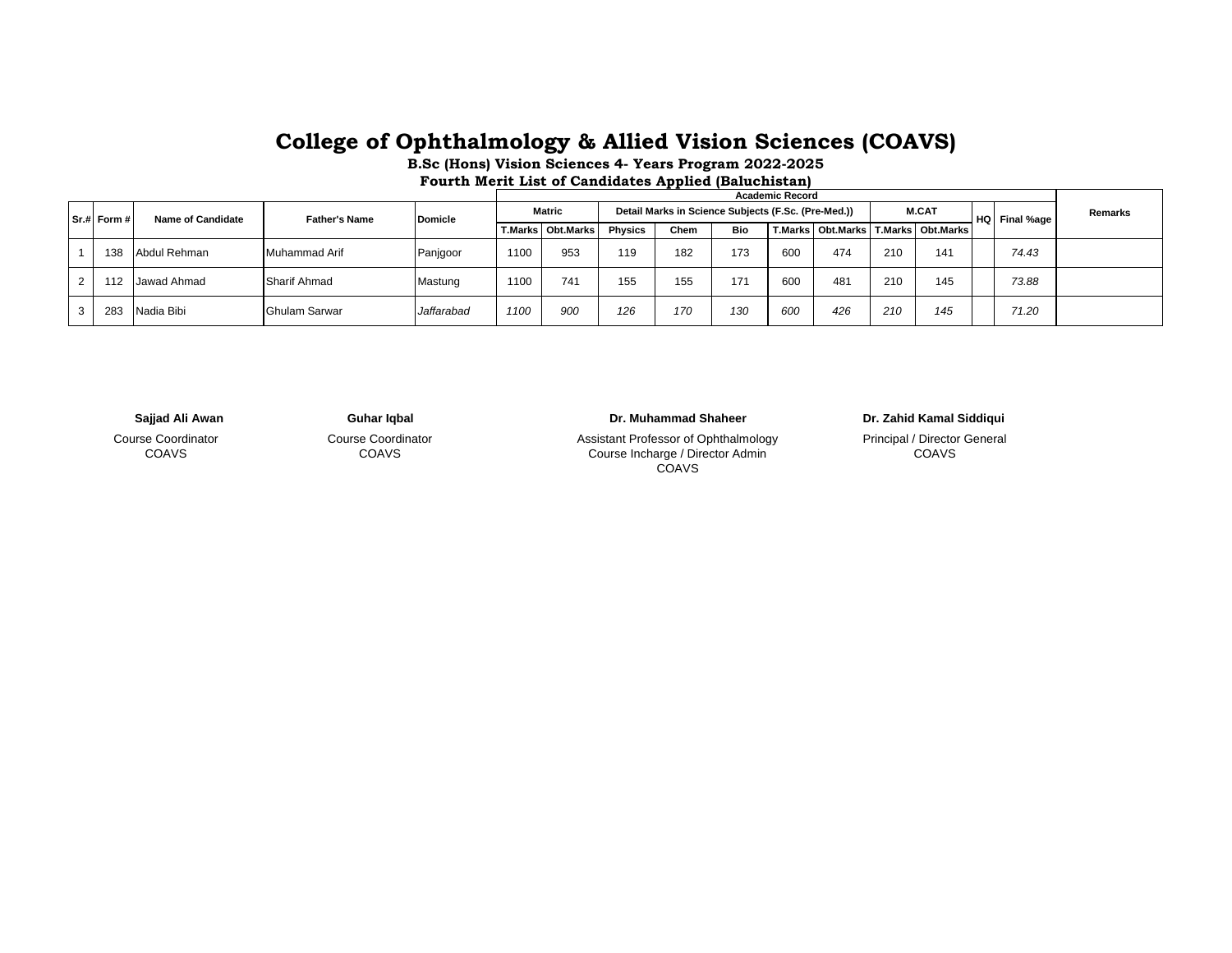# College of Ophthalmology & Allied Vision Sciences (COAVS)

**B.Sc (Hons) Vision Sciences 4- Years Program 2022-2025**

**Fourth Merit List of Candidates Applied (Baluchistan)**

| Sr.# | Form # | Name of Candidate | Father's Name | Domicle | Academic Record | | | | | | | | | | | | Remarks |
|---|---|---|---|---|---|---|---|---|---|---|---|---|---|---|---|---|---|
| | | | | | Matric | | Detail Marks in Science Subjects (F.Sc. (Pre-Med.)) | | | | | M.CAT | | HQ | Final %age | | |
| | | | | | T.Marks | Obt.Marks | Physics | Chem | Bio | T.Marks | Obt.Marks | T.Marks | Obt.Marks | | | | |
| 1 | 138 | Abdul Rehman | Muhammad Arif | Panjgoor | 1100 | 953 | 119 | 182 | 173 | 600 | 474 | 210 | 141 | | *74.43* | | |
| 2 | 112 | Jawad Ahmad | Sharif Ahmad | Mastung | 1100 | 741 | 155 | 155 | 171 | 600 | 481 | 210 | 145 | | *73.88* | | |
| 3 | 283 | Nadia Bibi | Ghulam Sarwar | *Jaffarabad* | *1100* | *900* | *126* | *170* | *130* | *600* | *426* | *210* | *145* | | *71.20* | | |

**Sajjad Ali Awan**
Course Coordinator
COAVS

**Guhar Iqbal**
Course Coordinator
COAVS

**Dr. Muhammad Shaheer**
Assistant Professor of Ophthalmology
Course Incharge / Director Admin
COAVS

**Dr. Zahid Kamal Siddiqui**
Principal / Director General
COAVS